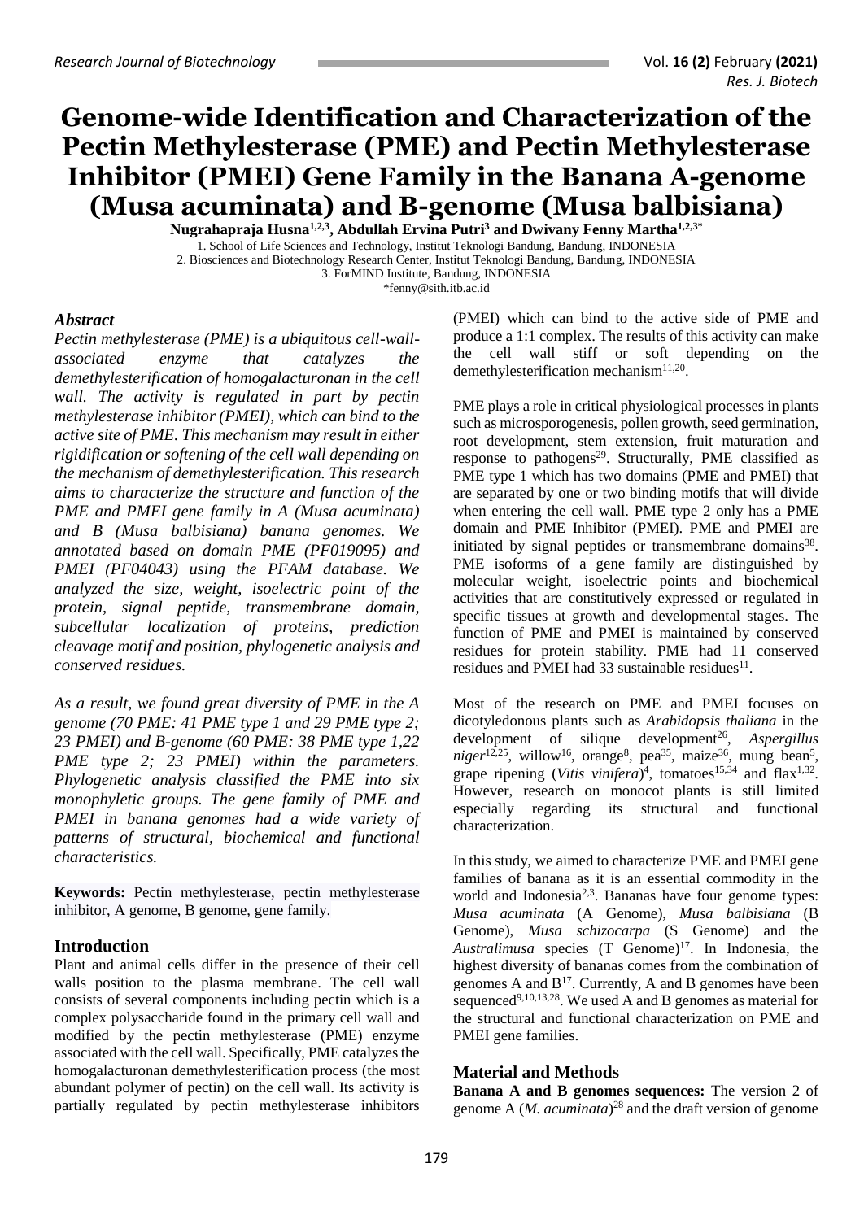# Genome-wide Identification and Characterization of the Pectin Methylesterase (PME) and Pectin Methylesterase Inhibitor (PMEI) Gene Family in the Banana A-genome (Musa acuminata) and B-genome (Musa balbisiana)

**Nugrahapraja Husna[1,2,3], Abdullah Ervina Putri[3] and Dwivany Fenny Martha[1,2,3*]**

1. School of Life Sciences and Technology, Institut Teknologi Bandung, Bandung, INDONESIA
2. Biosciences and Biotechnology Research Center, Institut Teknologi Bandung, Bandung, INDONESIA
3. ForMIND Institute, Bandung, INDONESIA

*fenny@sith.itb.ac.id

## Abstract

*Pectin methylesterase (PME) is a ubiquitous cell-wall-associated enzyme that catalyzes the demethylesterification of homogalacturonan in the cell wall. The activity is regulated in part by pectin methylesterase inhibitor (PMEI), which can bind to the active site of PME. This mechanism may result in either rigidification or softening of the cell wall depending on the mechanism of demethylesterification. This research aims to characterize the structure and function of the PME and PMEI gene family in A (Musa acuminata) and B (Musa balbisiana) banana genomes. We annotated based on domain PME (PF019095) and PMEI (PF04043) using the PFAM database. We analyzed the size, weight, isoelectric point of the protein, signal peptide, transmembrane domain, subcellular localization of proteins, prediction cleavage motif and position, phylogenetic analysis and conserved residues.*

*As a result, we found great diversity of PME in the A genome (70 PME: 41 PME type 1 and 29 PME type 2; 23 PMEI) and B-genome (60 PME: 38 PME type 1,22 PME type 2; 23 PMEI) within the parameters. Phylogenetic analysis classified the PME into six monophyletic groups. The gene family of PME and PMEI in banana genomes had a wide variety of patterns of structural, biochemical and functional characteristics.*

**Keywords:** Pectin methylesterase, pectin methylesterase inhibitor, A genome, B genome, gene family.

## Introduction

Plant and animal cells differ in the presence of their cell walls position to the plasma membrane. The cell wall consists of several components including pectin which is a complex polysaccharide found in the primary cell wall and modified by the pectin methylesterase (PME) enzyme associated with the cell wall. Specifically, PME catalyzes the homogalacturonan demethylesterification process (the most abundant polymer of pectin) on the cell wall. Its activity is partially regulated by pectin methylesterase inhibitors (PMEI) which can bind to the active side of PME and produce a 1:1 complex. The results of this activity can make the cell wall stiff or soft depending on the demethylesterification mechanism[11,20].

PME plays a role in critical physiological processes in plants such as microsporogenesis, pollen growth, seed germination, root development, stem extension, fruit maturation and response to pathogens[29]. Structurally, PME classified as PME type 1 which has two domains (PME and PMEI) that are separated by one or two binding motifs that will divide when entering the cell wall. PME type 2 only has a PME domain and PME Inhibitor (PMEI). PME and PMEI are initiated by signal peptides or transmembrane domains[38]. PME isoforms of a gene family are distinguished by molecular weight, isoelectric points and biochemical activities that are constitutively expressed or regulated in specific tissues at growth and developmental stages. The function of PME and PMEI is maintained by conserved residues for protein stability. PME had 11 conserved residues and PMEI had 33 sustainable residues[11].

Most of the research on PME and PMEI focuses on dicotyledonous plants such as *Arabidopsis thaliana* in the development of silique development[26], *Aspergillus niger*[12,25], willow[16], orange[8], pea[35], maize[36], mung bean[5], grape ripening (*Vitis vinifera*)[4], tomatoes[15,34] and flax[1,32]. However, research on monocot plants is still limited especially regarding its structural and functional characterization.

In this study, we aimed to characterize PME and PMEI gene families of banana as it is an essential commodity in the world and Indonesia[2,3]. Bananas have four genome types: *Musa acuminata* (A Genome), *Musa balbisiana* (B Genome), *Musa schizocarpa* (S Genome) and the *Australimusa* species (T Genome)[17]. In Indonesia, the highest diversity of bananas comes from the combination of genomes A and B[17]. Currently, A and B genomes have been sequenced[9,10,13,28]. We used A and B genomes as material for the structural and functional characterization on PME and PMEI gene families.

## Material and Methods

**Banana A and B genomes sequences:** The version 2 of genome A (*M. acuminata*)[28] and the draft version of genome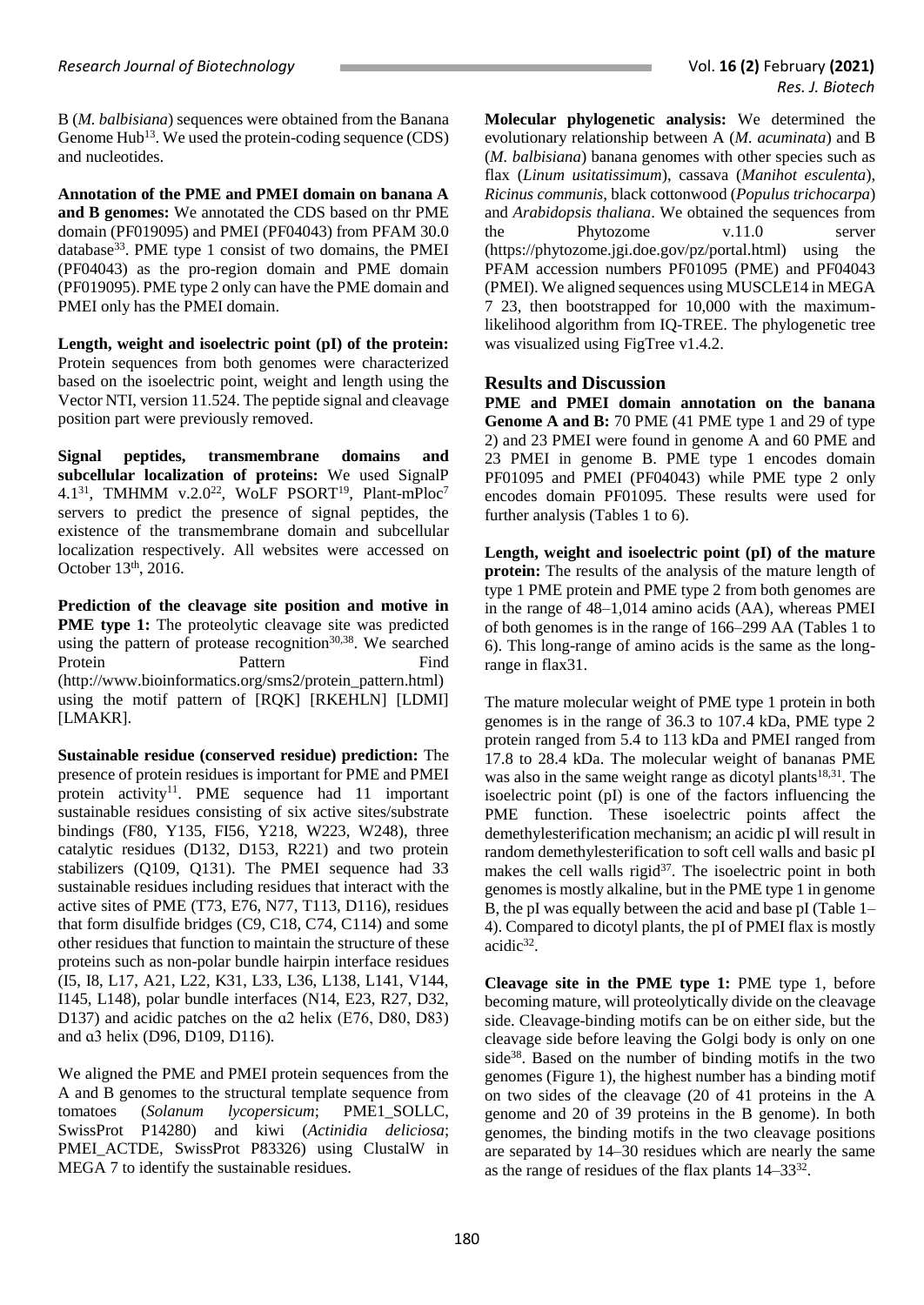B (*M. balbisiana*) sequences were obtained from the Banana Genome Hub[13]. We used the protein-coding sequence (CDS) and nucleotides.

**Annotation of the PME and PMEI domain on banana A and B genomes:** We annotated the CDS based on thr PME domain (PF019095) and PMEI (PF04043) from PFAM 30.0 database[33]. PME type 1 consist of two domains, the PMEI (PF04043) as the pro-region domain and PME domain (PF019095). PME type 2 only can have the PME domain and PMEI only has the PMEI domain.

**Length, weight and isoelectric point (pI) of the protein:** Protein sequences from both genomes were characterized based on the isoelectric point, weight and length using the Vector NTI, version 11.524. The peptide signal and cleavage position part were previously removed.

**Signal peptides, transmembrane domains and subcellular localization of proteins:** We used SignalP 4.1[31], TMHMM v.2.0[22], WoLF PSORT[19], Plant-mPloc[7] servers to predict the presence of signal peptides, the existence of the transmembrane domain and subcellular localization respectively. All websites were accessed on October 13th, 2016.

**Prediction of the cleavage site position and motive in PME type 1:** The proteolytic cleavage site was predicted using the pattern of protease recognition[30,38]. We searched Protein Pattern Find (http://www.bioinformatics.org/sms2/protein_pattern.html) using the motif pattern of [RQK] [RKEHLN] [LDMI] [LMAKR].

**Sustainable residue (conserved residue) prediction:** The presence of protein residues is important for PME and PMEI protein activity[11]. PME sequence had 11 important sustainable residues consisting of six active sites/substrate bindings (F80, Y135, FI56, Y218, W223, W248), three catalytic residues (D132, D153, R221) and two protein stabilizers (Q109, Q131). The PMEI sequence had 33 sustainable residues including residues that interact with the active sites of PME (T73, E76, N77, T113, D116), residues that form disulfide bridges (C9, C18, C74, C114) and some other residues that function to maintain the structure of these proteins such as non-polar bundle hairpin interface residues (I5, I8, L17, A21, L22, K31, L33, L36, L138, L141, V144, I145, L148), polar bundle interfaces (N14, E23, R27, D32, D137) and acidic patches on the α2 helix (E76, D80, D83) and α3 helix (D96, D109, D116).

We aligned the PME and PMEI protein sequences from the A and B genomes to the structural template sequence from tomatoes (*Solanum lycopersicum*; PME1_SOLLC, SwissProt P14280) and kiwi (*Actinidia deliciosa*; PMEI_ACTDE, SwissProt P83326) using ClustalW in MEGA 7 to identify the sustainable residues.

**Molecular phylogenetic analysis:** We determined the evolutionary relationship between A (*M. acuminata*) and B (*M. balbisiana*) banana genomes with other species such as flax (*Linum usitatissimum*), cassava (*Manihot esculenta*), *Ricinus communis*, black cottonwood (*Populus trichocarpa*) and *Arabidopsis thaliana*. We obtained the sequences from the Phytozome v.11.0 server (https://phytozome.jgi.doe.gov/pz/portal.html) using the PFAM accession numbers PF01095 (PME) and PF04043 (PMEI). We aligned sequences using MUSCLE14 in MEGA 7 23, then bootstrapped for 10,000 with the maximum-likelihood algorithm from IQ-TREE. The phylogenetic tree was visualized using FigTree v1.4.2.

## Results and Discussion

**PME and PMEI domain annotation on the banana Genome A and B:** 70 PME (41 PME type 1 and 29 of type 2) and 23 PMEI were found in genome A and 60 PME and 23 PMEI in genome B. PME type 1 encodes domain PF01095 and PMEI (PF04043) while PME type 2 only encodes domain PF01095. These results were used for further analysis (Tables 1 to 6).

**Length, weight and isoelectric point (pI) of the mature protein:** The results of the analysis of the mature length of type 1 PME protein and PME type 2 from both genomes are in the range of 48–1,014 amino acids (AA), whereas PMEI of both genomes is in the range of 166–299 AA (Tables 1 to 6). This long-range of amino acids is the same as the long-range in flax31.

The mature molecular weight of PME type 1 protein in both genomes is in the range of 36.3 to 107.4 kDa, PME type 2 protein ranged from 5.4 to 113 kDa and PMEI ranged from 17.8 to 28.4 kDa. The molecular weight of bananas PME was also in the same weight range as dicotyl plants[18,31]. The isoelectric point (pI) is one of the factors influencing the PME function. These isoelectric points affect the demethylesterification mechanism; an acidic pI will result in random demethylesterification to soft cell walls and basic pI makes the cell walls rigid[37]. The isoelectric point in both genomes is mostly alkaline, but in the PME type 1 in genome B, the pI was equally between the acid and base pI (Table 1–4). Compared to dicotyl plants, the pI of PMEI flax is mostly acidic[32].

**Cleavage site in the PME type 1:** PME type 1, before becoming mature, will proteolytically divide on the cleavage side. Cleavage-binding motifs can be on either side, but the cleavage side before leaving the Golgi body is only on one side[38]. Based on the number of binding motifs in the two genomes (Figure 1), the highest number has a binding motif on two sides of the cleavage (20 of 41 proteins in the A genome and 20 of 39 proteins in the B genome). In both genomes, the binding motifs in the two cleavage positions are separated by 14–30 residues which are nearly the same as the range of residues of the flax plants 14–33[32].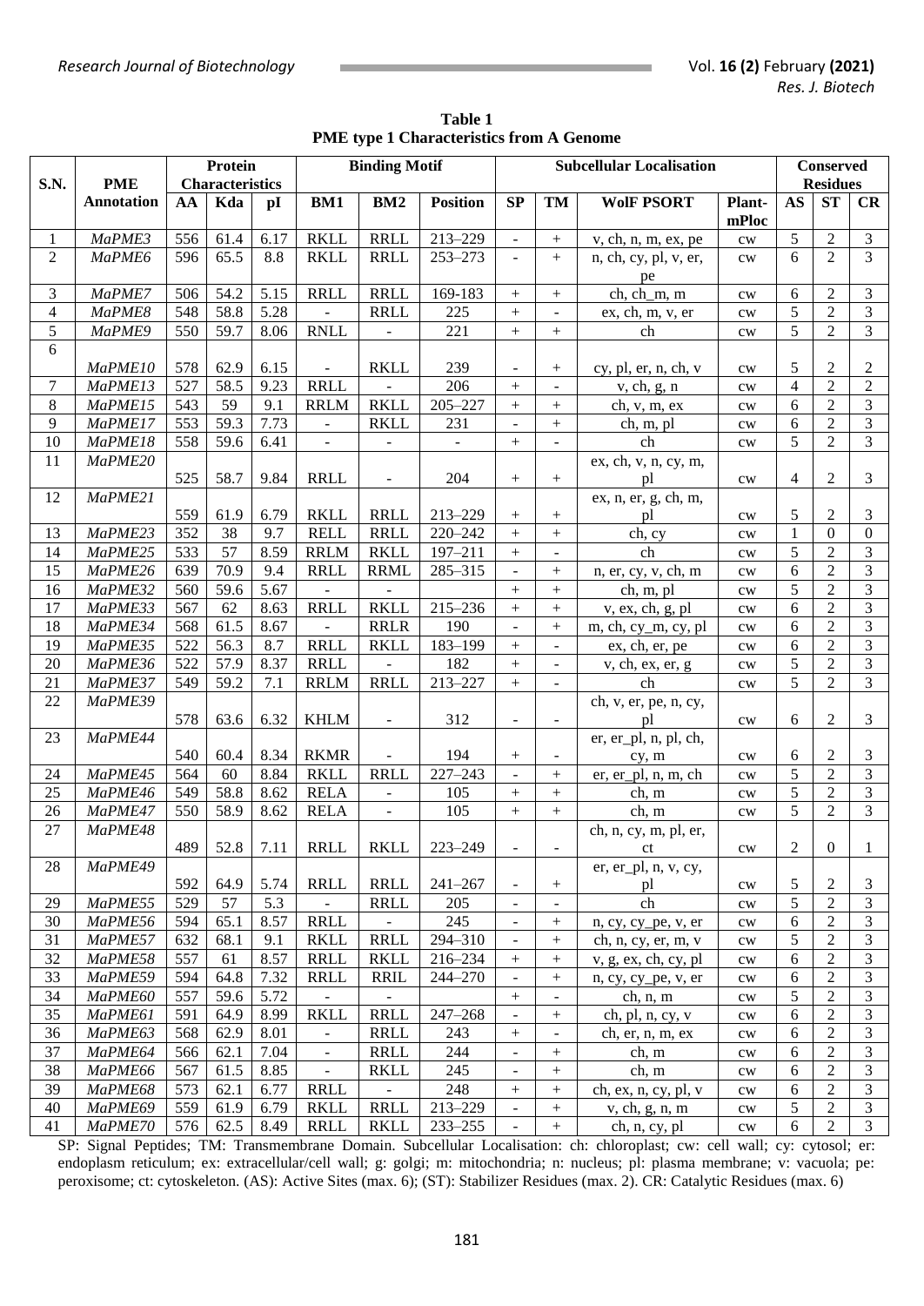**Table 1**
**PME type 1 Characteristics from A Genome**

| S.N. | PME Annotation | Protein Characteristics | | | Binding Motif | | | Subcellular Localisation | | | | Conserved Residues | | |
|---|---|---|---|---|---|---|---|---|---|---|---|---|---|---|
| | | AA | Kda | pI | BM1 | BM2 | Position | SP | TM | WolF PSORT | Plant-mPloc | AS | ST | CR |
| 1 | *MaPME3* | 556 | 61.4 | 6.17 | RKLL | RRLL | 213–229 | - | + | v, ch, n, m, ex, pe | cw | 5 | 2 | 3 |
| 2 | *MaPME6* | 596 | 65.5 | 8.8 | RKLL | RRLL | 253–273 | - | + | n, ch, cy, pl, v, er, pe | cw | 6 | 2 | 3 |
| 3 | *MaPME7* | 506 | 54.2 | 5.15 | RRLL | RRLL | 169-183 | + | + | ch, ch_m, m | cw | 6 | 2 | 3 |
| 4 | *MaPME8* | 548 | 58.8 | 5.28 | - | RRLL | 225 | + | - | ex, ch, m, v, er | cw | 5 | 2 | 3 |
| 5 | *MaPME9* | 550 | 59.7 | 8.06 | RNLL | - | 221 | + | + | ch | cw | 5 | 2 | 3 |
| 6 | *MaPME10* | 578 | 62.9 | 6.15 | - | RKLL | 239 | - | + | cy, pl, er, n, ch, v | cw | 5 | 2 | 2 |
| 7 | *MaPME13* | 527 | 58.5 | 9.23 | RRLL | - | 206 | + | - | v, ch, g, n | cw | 4 | 2 | 2 |
| 8 | *MaPME15* | 543 | 59 | 9.1 | RRLM | RKLL | 205–227 | + | + | ch, v, m, ex | cw | 6 | 2 | 3 |
| 9 | *MaPME17* | 553 | 59.3 | 7.73 | - | RKLL | 231 | - | + | ch, m, pl | cw | 6 | 2 | 3 |
| 10 | *MaPME18* | 558 | 59.6 | 6.41 | - | - | - | + | - | ch | cw | 5 | 2 | 3 |
| 11 | *MaPME20* | 525 | 58.7 | 9.84 | RRLL | - | 204 | + | + | ex, ch, v, n, cy, m, pl | cw | 4 | 2 | 3 |
| 12 | *MaPME21* | 559 | 61.9 | 6.79 | RKLL | RRLL | 213–229 | + | + | ex, n, er, g, ch, m, pl | cw | 5 | 2 | 3 |
| 13 | *MaPME23* | 352 | 38 | 9.7 | RELL | RRLL | 220–242 | + | + | ch, cy | cw | 1 | 0 | 0 |
| 14 | *MaPME25* | 533 | 57 | 8.59 | RRLM | RKLL | 197–211 | + | - | ch | cw | 5 | 2 | 3 |
| 15 | *MaPME26* | 639 | 70.9 | 9.4 | RRLL | RRML | 285–315 | - | + | n, er, cy, v, ch, m | cw | 6 | 2 | 3 |
| 16 | *MaPME32* | 560 | 59.6 | 5.67 | - | - | | + | + | ch, m, pl | cw | 5 | 2 | 3 |
| 17 | *MaPME33* | 567 | 62 | 8.63 | RRLL | RKLL | 215–236 | + | + | v, ex, ch, g, pl | cw | 6 | 2 | 3 |
| 18 | *MaPME34* | 568 | 61.5 | 8.67 | - | RRLR | 190 | - | + | m, ch, cy_m, cy, pl | cw | 6 | 2 | 3 |
| 19 | *MaPME35* | 522 | 56.3 | 8.7 | RRLL | RKLL | 183–199 | + | - | ex, ch, er, pe | cw | 6 | 2 | 3 |
| 20 | *MaPME36* | 522 | 57.9 | 8.37 | RRLL | - | 182 | + | - | v, ch, ex, er, g | cw | 5 | 2 | 3 |
| 21 | *MaPME37* | 549 | 59.2 | 7.1 | RRLM | RRLL | 213–227 | + | - | ch | cw | 5 | 2 | 3 |
| 22 | *MaPME39* | 578 | 63.6 | 6.32 | KHLM | - | 312 | - | - | ch, v, er, pe, n, cy, pl | cw | 6 | 2 | 3 |
| 23 | *MaPME44* | 540 | 60.4 | 8.34 | RKMR | - | 194 | + | - | er, er_pl, n, pl, ch, cy, m | cw | 6 | 2 | 3 |
| 24 | *MaPME45* | 564 | 60 | 8.84 | RKLL | RRLL | 227–243 | - | + | er, er_pl, n, m, ch | cw | 5 | 2 | 3 |
| 25 | *MaPME46* | 549 | 58.8 | 8.62 | RELA | - | 105 | + | + | ch, m | cw | 5 | 2 | 3 |
| 26 | *MaPME47* | 550 | 58.9 | 8.62 | RELA | - | 105 | + | + | ch, m | cw | 5 | 2 | 3 |
| 27 | *MaPME48* | 489 | 52.8 | 7.11 | RRLL | RKLL | 223–249 | - | - | ch, n, cy, m, pl, er, ct | cw | 2 | 0 | 1 |
| 28 | *MaPME49* | 592 | 64.9 | 5.74 | RRLL | RRLL | 241–267 | - | + | er, er_pl, n, v, cy, pl | cw | 5 | 2 | 3 |
| 29 | *MaPME55* | 529 | 57 | 5.3 | - | RRLL | 205 | - | - | ch | cw | 5 | 2 | 3 |
| 30 | *MaPME56* | 594 | 65.1 | 8.57 | RRLL | - | 245 | - | + | n, cy, cy_pe, v, er | cw | 6 | 2 | 3 |
| 31 | *MaPME57* | 632 | 68.1 | 9.1 | RKLL | RRLL | 294–310 | - | + | ch, n, cy, er, m, v | cw | 5 | 2 | 3 |
| 32 | *MaPME58* | 557 | 61 | 8.57 | RRLL | RKLL | 216–234 | + | + | v, g, ex, ch, cy, pl | cw | 6 | 2 | 3 |
| 33 | *MaPME59* | 594 | 64.8 | 7.32 | RRLL | RRIL | 244–270 | - | + | n, cy, cy_pe, v, er | cw | 6 | 2 | 3 |
| 34 | *MaPME60* | 557 | 59.6 | 5.72 | - | - | | + | - | ch, n, m | cw | 5 | 2 | 3 |
| 35 | *MaPME61* | 591 | 64.9 | 8.99 | RKLL | RRLL | 247–268 | - | + | ch, pl, n, cy, v | cw | 6 | 2 | 3 |
| 36 | *MaPME63* | 568 | 62.9 | 8.01 | - | RRLL | 243 | + | - | ch, er, n, m, ex | cw | 6 | 2 | 3 |
| 37 | *MaPME64* | 566 | 62.1 | 7.04 | - | RRLL | 244 | - | + | ch, m | cw | 6 | 2 | 3 |
| 38 | *MaPME66* | 567 | 61.5 | 8.85 | - | RKLL | 245 | - | + | ch, m | cw | 6 | 2 | 3 |
| 39 | *MaPME68* | 573 | 62.1 | 6.77 | RRLL | - | 248 | + | + | ch, ex, n, cy, pl, v | cw | 6 | 2 | 3 |
| 40 | *MaPME69* | 559 | 61.9 | 6.79 | RKLL | RRLL | 213–229 | - | + | v, ch, g, n, m | cw | 5 | 2 | 3 |
| 41 | *MaPME70* | 576 | 62.5 | 8.49 | RRLL | RKLL | 233–255 | - | + | ch, n, cy, pl | cw | 6 | 2 | 3 |

SP: Signal Peptides; TM: Transmembrane Domain. Subcellular Localisation: ch: chloroplast; cw: cell wall; cy: cytosol; er: endoplasm reticulum; ex: extracellular/cell wall; g: golgi; m: mitochondria; n: nucleus; pl: plasma membrane; v: vacuola; pe: peroxisome; ct: cytoskeleton. (AS): Active Sites (max. 6); (ST): Stabilizer Residues (max. 2). CR: Catalytic Residues (max. 6)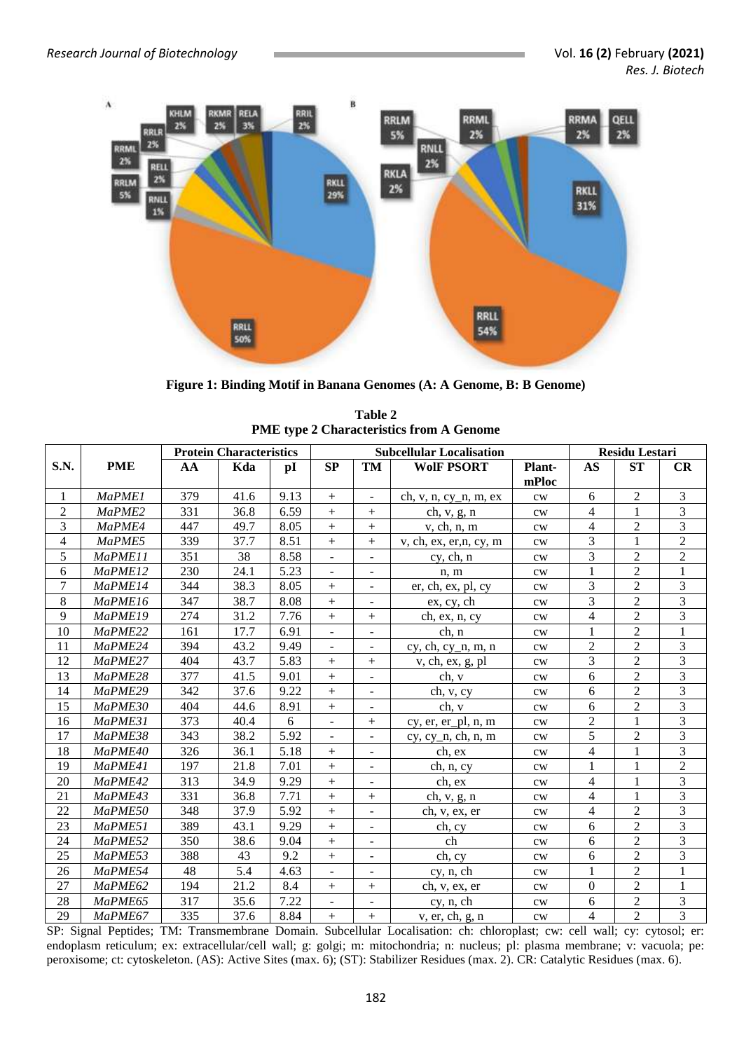**Figure 1: Binding Motif in Banana Genomes (A: A Genome, B: B Genome)**

**Table 2**
**PME type 2 Characteristics from A Genome**

| S.N. | PME | Protein Characteristics | | | Subcellular Localisation | | | | Residu Lestari | | |
|---|---|---|---|---|---|---|---|---|---|---|---|
| | | AA | Kda | pI | SP | TM | WolF PSORT | Plant-mPloc | AS | ST | CR |
| 1 | *MaPME1* | 379 | 41.6 | 9.13 | + | - | ch, v, n, cy_n, m, ex | cw | 6 | 2 | 3 |
| 2 | *MaPME2* | 331 | 36.8 | 6.59 | + | + | ch, v, g, n | cw | 4 | 1 | 3 |
| 3 | *MaPME4* | 447 | 49.7 | 8.05 | + | + | v, ch, n, m | cw | 4 | 2 | 3 |
| 4 | *MaPME5* | 339 | 37.7 | 8.51 | + | + | v, ch, ex, er,n, cy, m | cw | 3 | 1 | 2 |
| 5 | *MaPME11* | 351 | 38 | 8.58 | - | - | cy, ch, n | cw | 3 | 2 | 2 |
| 6 | *MaPME12* | 230 | 24.1 | 5.23 | - | - | n, m | cw | 1 | 2 | 1 |
| 7 | *MaPME14* | 344 | 38.3 | 8.05 | + | - | er, ch, ex, pl, cy | cw | 3 | 2 | 3 |
| 8 | *MaPME16* | 347 | 38.7 | 8.08 | + | - | ex, cy, ch | cw | 3 | 2 | 3 |
| 9 | *MaPME19* | 274 | 31.2 | 7.76 | + | + | ch, ex, n, cy | cw | 4 | 2 | 3 |
| 10 | *MaPME22* | 161 | 17.7 | 6.91 | - | - | ch, n | cw | 1 | 2 | 1 |
| 11 | *MaPME24* | 394 | 43.2 | 9.49 | - | - | cy, ch, cy_n, m, n | cw | 2 | 2 | 3 |
| 12 | *MaPME27* | 404 | 43.7 | 5.83 | + | + | v, ch, ex, g, pl | cw | 3 | 2 | 3 |
| 13 | *MaPME28* | 377 | 41.5 | 9.01 | + | - | ch, v | cw | 6 | 2 | 3 |
| 14 | *MaPME29* | 342 | 37.6 | 9.22 | + | - | ch, v, cy | cw | 6 | 2 | 3 |
| 15 | *MaPME30* | 404 | 44.6 | 8.91 | + | - | ch, v | cw | 6 | 2 | 3 |
| 16 | *MaPME31* | 373 | 40.4 | 6 | - | + | cy, er, er_pl, n, m | cw | 2 | 1 | 3 |
| 17 | *MaPME38* | 343 | 38.2 | 5.92 | - | - | cy, cy_n, ch, n, m | cw | 5 | 2 | 3 |
| 18 | *MaPME40* | 326 | 36.1 | 5.18 | + | - | ch, ex | cw | 4 | 1 | 3 |
| 19 | *MaPME41* | 197 | 21.8 | 7.01 | + | - | ch, n, cy | cw | 1 | 1 | 2 |
| 20 | *MaPME42* | 313 | 34.9 | 9.29 | + | - | ch, ex | cw | 4 | 1 | 3 |
| 21 | *MaPME43* | 331 | 36.8 | 7.71 | + | + | ch, v, g, n | cw | 4 | 1 | 3 |
| 22 | *MaPME50* | 348 | 37.9 | 5.92 | + | - | ch, v, ex, er | cw | 4 | 2 | 3 |
| 23 | *MaPME51* | 389 | 43.1 | 9.29 | + | - | ch, cy | cw | 6 | 2 | 3 |
| 24 | *MaPME52* | 350 | 38.6 | 9.04 | + | - | ch | cw | 6 | 2 | 3 |
| 25 | *MaPME53* | 388 | 43 | 9.2 | + | - | ch, cy | cw | 6 | 2 | 3 |
| 26 | *MaPME54* | 48 | 5.4 | 4.63 | - | - | cy, n, ch | cw | 1 | 2 | 1 |
| 27 | *MaPME62* | 194 | 21.2 | 8.4 | + | + | ch, v, ex, er | cw | 0 | 2 | 1 |
| 28 | *MaPME65* | 317 | 35.6 | 7.22 | - | - | cy, n, ch | cw | 6 | 2 | 3 |
| 29 | *MaPME67* | 335 | 37.6 | 8.84 | + | + | v, er, ch, g, n | cw | 4 | 2 | 3 |

SP: Signal Peptides; TM: Transmembrane Domain. Subcellular Localisation: ch: chloroplast; cw: cell wall; cy: cytosol; er: endoplasm reticulum; ex: extracellular/cell wall; g: golgi; m: mitochondria; n: nucleus; pl: plasma membrane; v: vacuola; pe: peroxisome; ct: cytoskeleton. (AS): Active Sites (max. 6); (ST): Stabilizer Residues (max. 2). CR: Catalytic Residues (max. 6).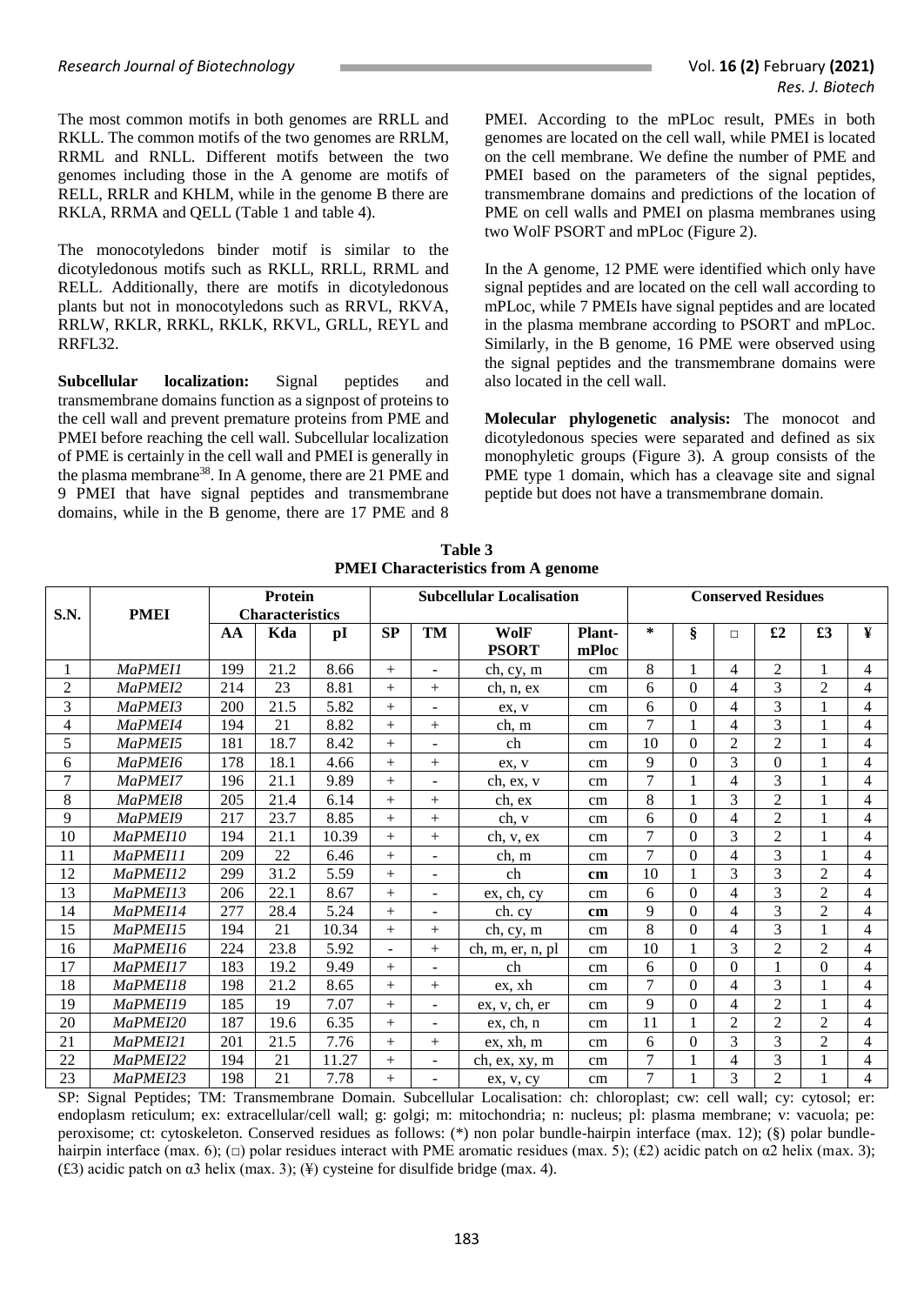The most common motifs in both genomes are RRLL and RKLL. The common motifs of the two genomes are RRLM, RRML and RNLL. Different motifs between the two genomes including those in the A genome are motifs of RELL, RRLR and KHLM, while in the genome B there are RKLA, RRMA and QELL (Table 1 and table 4).

The monocotyledons binder motif is similar to the dicotyledonous motifs such as RKLL, RRLL, RRML and RELL. Additionally, there are motifs in dicotyledonous plants but not in monocotyledons such as RRVL, RKVA, RRLW, RKLR, RRKL, RKLK, RKVL, GRLL, REYL and RRFL32.

**Subcellular localization:** Signal peptides and transmembrane domains function as a signpost of proteins to the cell wall and prevent premature proteins from PME and PMEI before reaching the cell wall. Subcellular localization of PME is certainly in the cell wall and PMEI is generally in the plasma membrane[38]. In A genome, there are 21 PME and 9 PMEI that have signal peptides and transmembrane domains, while in the B genome, there are 17 PME and 8 PMEI. According to the mPLoc result, PMEs in both genomes are located on the cell wall, while PMEI is located on the cell membrane. We define the number of PME and PMEI based on the parameters of the signal peptides, transmembrane domains and predictions of the location of PME on cell walls and PMEI on plasma membranes using two WolF PSORT and mPLoc (Figure 2).

In the A genome, 12 PME were identified which only have signal peptides and are located on the cell wall according to mPLoc, while 7 PMEIs have signal peptides and are located in the plasma membrane according to PSORT and mPLoc. Similarly, in the B genome, 16 PME were observed using the signal peptides and the transmembrane domains were also located in the cell wall.

**Molecular phylogenetic analysis:** The monocot and dicotyledonous species were separated and defined as six monophyletic groups (Figure 3). A group consists of the PME type 1 domain, which has a cleavage site and signal peptide but does not have a transmembrane domain.

**Table 3**
**PMEI Characteristics from A genome**

| S.N. | PMEI | Protein Characteristics | | | Subcellular Localisation | | | | Conserved Residues | | | | | |
|---|---|---|---|---|---|---|---|---|---|---|---|---|---|---|
| | | AA | Kda | pI | SP | TM | WolF PSORT | Plant-mPloc | * | § | □ | £2 | £3 | ¥ |
| 1 | *MaPMEI1* | 199 | 21.2 | 8.66 | + | - | ch, cy, m | cm | 8 | 1 | 4 | 2 | 1 | 4 |
| 2 | *MaPMEI2* | 214 | 23 | 8.81 | + | + | ch, n, ex | cm | 6 | 0 | 4 | 3 | 2 | 4 |
| 3 | *MaPMEI3* | 200 | 21.5 | 5.82 | + | - | ex, v | cm | 6 | 0 | 4 | 3 | 1 | 4 |
| 4 | *MaPMEI4* | 194 | 21 | 8.82 | + | + | ch, m | cm | 7 | 1 | 4 | 3 | 1 | 4 |
| 5 | *MaPMEI5* | 181 | 18.7 | 8.42 | + | - | ch | cm | 10 | 0 | 2 | 2 | 1 | 4 |
| 6 | *MaPMEI6* | 178 | 18.1 | 4.66 | + | + | ex, v | cm | 9 | 0 | 3 | 0 | 1 | 4 |
| 7 | *MaPMEI7* | 196 | 21.1 | 9.89 | + | - | ch, ex, v | cm | 7 | 1 | 4 | 3 | 1 | 4 |
| 8 | *MaPMEI8* | 205 | 21.4 | 6.14 | + | + | ch, ex | cm | 8 | 1 | 3 | 2 | 1 | 4 |
| 9 | *MaPMEI9* | 217 | 23.7 | 8.85 | + | + | ch, v | cm | 6 | 0 | 4 | 2 | 1 | 4 |
| 10 | *MaPMEI10* | 194 | 21.1 | 10.39 | + | + | ch, v, ex | cm | 7 | 0 | 3 | 2 | 1 | 4 |
| 11 | *MaPMEI11* | 209 | 22 | 6.46 | + | - | ch, m | cm | 7 | 0 | 4 | 3 | 1 | 4 |
| 12 | *MaPMEI12* | 299 | 31.2 | 5.59 | + | - | ch | **cm** | 10 | 1 | 3 | 3 | 2 | 4 |
| 13 | *MaPMEI13* | 206 | 22.1 | 8.67 | + | - | ex, ch, cy | cm | 6 | 0 | 4 | 3 | 2 | 4 |
| 14 | *MaPMEI14* | 277 | 28.4 | 5.24 | + | - | ch. cy | **cm** | 9 | 0 | 4 | 3 | 2 | 4 |
| 15 | *MaPMEI15* | 194 | 21 | 10.34 | + | + | ch, cy, m | cm | 8 | 0 | 4 | 3 | 1 | 4 |
| 16 | *MaPMEI16* | 224 | 23.8 | 5.92 | - | + | ch, m, er, n, pl | cm | 10 | 1 | 3 | 2 | 2 | 4 |
| 17 | *MaPMEI17* | 183 | 19.2 | 9.49 | + | - | ch | cm | 6 | 0 | 0 | 1 | 0 | 4 |
| 18 | *MaPMEI18* | 198 | 21.2 | 8.65 | + | + | ex, xh | cm | 7 | 0 | 4 | 3 | 1 | 4 |
| 19 | *MaPMEI19* | 185 | 19 | 7.07 | + | - | ex, v, ch, er | cm | 9 | 0 | 4 | 2 | 1 | 4 |
| 20 | *MaPMEI20* | 187 | 19.6 | 6.35 | + | - | ex, ch, n | cm | 11 | 1 | 2 | 2 | 2 | 4 |
| 21 | *MaPMEI21* | 201 | 21.5 | 7.76 | + | + | ex, xh, m | cm | 6 | 0 | 3 | 3 | 2 | 4 |
| 22 | *MaPMEI22* | 194 | 21 | 11.27 | + | - | ch, ex, xy, m | cm | 7 | 1 | 4 | 3 | 1 | 4 |
| 23 | *MaPMEI23* | 198 | 21 | 7.78 | + | - | ex, v, cy | cm | 7 | 1 | 3 | 2 | 1 | 4 |

SP: Signal Peptides; TM: Transmembrane Domain. Subcellular Localisation: ch: chloroplast; cw: cell wall; cy: cytosol; er: endoplasm reticulum; ex: extracellular/cell wall; g: golgi; m: mitochondria; n: nucleus; pl: plasma membrane; v: vacuola; pe: peroxisome; ct: cytoskeleton. Conserved residues as follows: (*) non polar bundle-hairpin interface (max. 12); (§) polar bundle-hairpin interface (max. 6); (□) polar residues interact with PME aromatic residues (max. 5); (£2) acidic patch on α2 helix (max. 3); (£3) acidic patch on α3 helix (max. 3); (¥) cysteine for disulfide bridge (max. 4).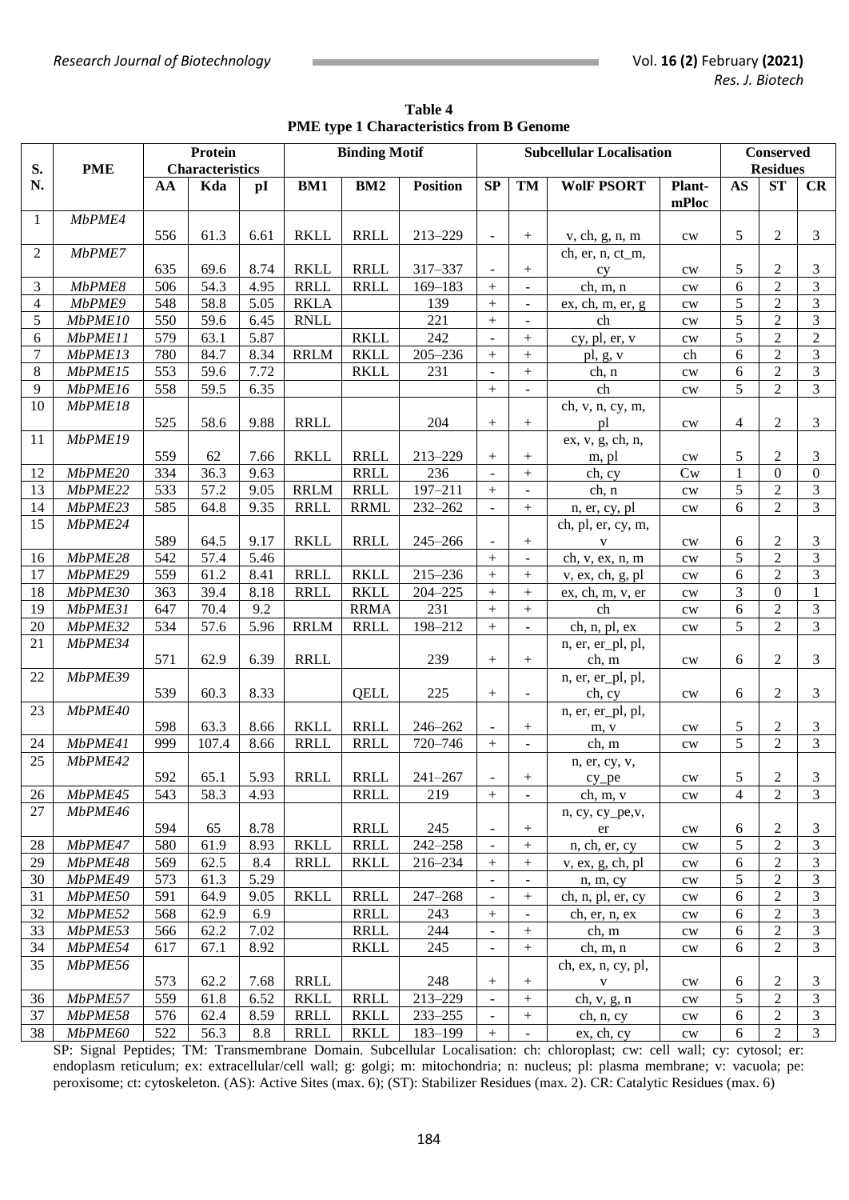**Table 4**
**PME type 1 Characteristics from B Genome**

| S. N. | PME | Protein Characteristics | | | Binding Motif | | | Subcellular Localisation | | | | Conserved Residues | | |
|---|---|---|---|---|---|---|---|---|---|---|---|---|---|---|
| | | AA | Kda | pI | BM1 | BM2 | Position | SP | TM | WolF PSORT | Plant-mPloc | AS | ST | CR |
| 1 | *MbPME4* | 556 | 61.3 | 6.61 | RKLL | RRLL | 213–229 | - | + | v, ch, g, n, m | cw | 5 | 2 | 3 |
| 2 | *MbPME7* | 635 | 69.6 | 8.74 | RKLL | RRLL | 317–337 | - | + | ch, er, n, ct_m, cy | cw | 5 | 2 | 3 |
| 3 | *MbPME8* | 506 | 54.3 | 4.95 | RRLL | RRLL | 169–183 | + | - | ch, m, n | cw | 6 | 2 | 3 |
| 4 | *MbPME9* | 548 | 58.8 | 5.05 | RKLA | | 139 | + | - | ex, ch, m, er, g | cw | 5 | 2 | 3 |
| 5 | *MbPME10* | 550 | 59.6 | 6.45 | RNLL | | 221 | + | - | ch | cw | 5 | 2 | 3 |
| 6 | *MbPME11* | 579 | 63.1 | 5.87 | | RKLL | 242 | - | + | cy, pl, er, v | cw | 5 | 2 | 2 |
| 7 | *MbPME13* | 780 | 84.7 | 8.34 | RRLM | RKLL | 205–236 | + | + | pl, g, v | ch | 6 | 2 | 3 |
| 8 | *MbPME15* | 553 | 59.6 | 7.72 | | RKLL | 231 | - | + | ch, n | cw | 6 | 2 | 3 |
| 9 | *MbPME16* | 558 | 59.5 | 6.35 | | | | + | - | ch | cw | 5 | 2 | 3 |
| 10 | *MbPME18* | 525 | 58.6 | 9.88 | RRLL | | 204 | + | + | ch, v, n, cy, m, pl | cw | 4 | 2 | 3 |
| 11 | *MbPME19* | 559 | 62 | 7.66 | RKLL | RRLL | 213–229 | + | + | ex, v, g, ch, n, m, pl | cw | 5 | 2 | 3 |
| 12 | *MbPME20* | 334 | 36.3 | 9.63 | | RRLL | 236 | - | + | ch, cy | Cw | 1 | 0 | 0 |
| 13 | *MbPME22* | 533 | 57.2 | 9.05 | RRLM | RRLL | 197–211 | + | - | ch, n | cw | 5 | 2 | 3 |
| 14 | *MbPME23* | 585 | 64.8 | 9.35 | RRLL | RRML | 232–262 | - | + | n, er, cy, pl | cw | 6 | 2 | 3 |
| 15 | *MbPME24* | 589 | 64.5 | 9.17 | RKLL | RRLL | 245–266 | - | + | ch, pl, er, cy, m, v | cw | 6 | 2 | 3 |
| 16 | *MbPME28* | 542 | 57.4 | 5.46 | | | | + | - | ch, v, ex, n, m | cw | 5 | 2 | 3 |
| 17 | *MbPME29* | 559 | 61.2 | 8.41 | RRLL | RKLL | 215–236 | + | + | v, ex, ch, g, pl | cw | 6 | 2 | 3 |
| 18 | *MbPME30* | 363 | 39.4 | 8.18 | RRLL | RKLL | 204–225 | + | + | ex, ch, m, v, er | cw | 3 | 0 | 1 |
| 19 | *MbPME31* | 647 | 70.4 | 9.2 | | RRMA | 231 | + | + | ch | cw | 6 | 2 | 3 |
| 20 | *MbPME32* | 534 | 57.6 | 5.96 | RRLM | RRLL | 198–212 | + | - | ch, n, pl, ex | cw | 5 | 2 | 3 |
| 21 | *MbPME34* | 571 | 62.9 | 6.39 | RRLL | | 239 | + | + | n, er, er_pl, pl, ch, m | cw | 6 | 2 | 3 |
| 22 | *MbPME39* | 539 | 60.3 | 8.33 | | QELL | 225 | + | - | n, er, er_pl, pl, ch, cy | cw | 6 | 2 | 3 |
| 23 | *MbPME40* | 598 | 63.3 | 8.66 | RKLL | RRLL | 246–262 | - | + | n, er, er_pl, pl, m, v | cw | 5 | 2 | 3 |
| 24 | *MbPME41* | 999 | 107.4 | 8.66 | RRLL | RRLL | 720–746 | + | - | ch, m | cw | 5 | 2 | 3 |
| 25 | *MbPME42* | 592 | 65.1 | 5.93 | RRLL | RRLL | 241–267 | - | + | n, er, cy, v, cy_pe | cw | 5 | 2 | 3 |
| 26 | *MbPME45* | 543 | 58.3 | 4.93 | | RRLL | 219 | + | - | ch, m, v | cw | 4 | 2 | 3 |
| 27 | *MbPME46* | 594 | 65 | 8.78 | | RRLL | 245 | - | + | n, cy, cy_pe,v, er | cw | 6 | 2 | 3 |
| 28 | *MbPME47* | 580 | 61.9 | 8.93 | RKLL | RRLL | 242–258 | - | + | n, ch, er, cy | cw | 5 | 2 | 3 |
| 29 | *MbPME48* | 569 | 62.5 | 8.4 | RRLL | RKLL | 216–234 | + | + | v, ex, g, ch, pl | cw | 6 | 2 | 3 |
| 30 | *MbPME49* | 573 | 61.3 | 5.29 | | | | - | - | n, m, cy | cw | 5 | 2 | 3 |
| 31 | *MbPME50* | 591 | 64.9 | 9.05 | RKLL | RRLL | 247–268 | - | + | ch, n, pl, er, cy | cw | 6 | 2 | 3 |
| 32 | *MbPME52* | 568 | 62.9 | 6.9 | | RRLL | 243 | + | - | ch, er, n, ex | cw | 6 | 2 | 3 |
| 33 | *MbPME53* | 566 | 62.2 | 7.02 | | RRLL | 244 | - | + | ch, m | cw | 6 | 2 | 3 |
| 34 | *MbPME54* | 617 | 67.1 | 8.92 | | RKLL | 245 | - | + | ch, m, n | cw | 6 | 2 | 3 |
| 35 | *MbPME56* | 573 | 62.2 | 7.68 | RRLL | | 248 | + | + | ch, ex, n, cy, pl, v | cw | 6 | 2 | 3 |
| 36 | *MbPME57* | 559 | 61.8 | 6.52 | RKLL | RRLL | 213–229 | - | + | ch, v, g, n | cw | 5 | 2 | 3 |
| 37 | *MbPME58* | 576 | 62.4 | 8.59 | RRLL | RKLL | 233–255 | - | + | ch, n, cy | cw | 6 | 2 | 3 |
| 38 | *MbPME60* | 522 | 56.3 | 8.8 | RRLL | RKLL | 183–199 | + | - | ex, ch, cy | cw | 6 | 2 | 3 |

SP: Signal Peptides; TM: Transmembrane Domain. Subcellular Localisation: ch: chloroplast; cw: cell wall; cy: cytosol; er: endoplasm reticulum; ex: extracellular/cell wall; g: golgi; m: mitochondria; n: nucleus; pl: plasma membrane; v: vacuola; pe: peroxisome; ct: cytoskeleton. (AS): Active Sites (max. 6); (ST): Stabilizer Residues (max. 2). CR: Catalytic Residues (max. 6)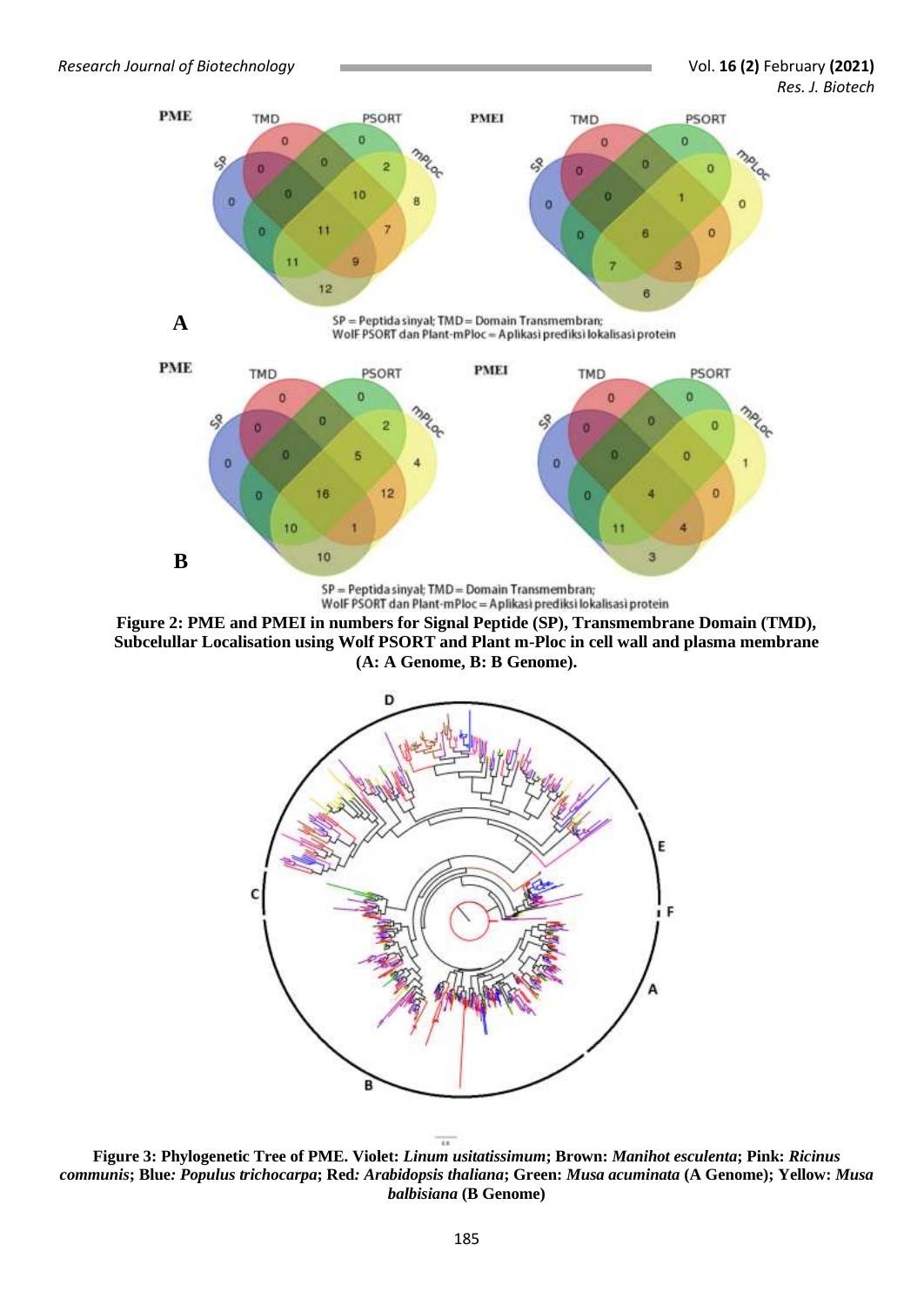SP = Peptida sinyal; TMD = Domain Transmembran;
WolF PSORT dan Plant-mPloc = Aplikasi prediksi lokalisasi protein

**Figure 2: PME and PMEI in numbers for Signal Peptide (SP), Transmembrane Domain (TMD), Subcelullar Localisation using Wolf PSORT and Plant m-Ploc in cell wall and plasma membrane (A: A Genome, B: B Genome).**

**Figure 3: Phylogenetic Tree of PME. Violet: *Linum usitatissimum*; Brown: *Manihot esculenta*; Pink: *Ricinus communis*; Blue: *Populus trichocarpa*; Red: *Arabidopsis thaliana*; Green: *Musa acuminata* (A Genome); Yellow: *Musa balbisiana* (B Genome)**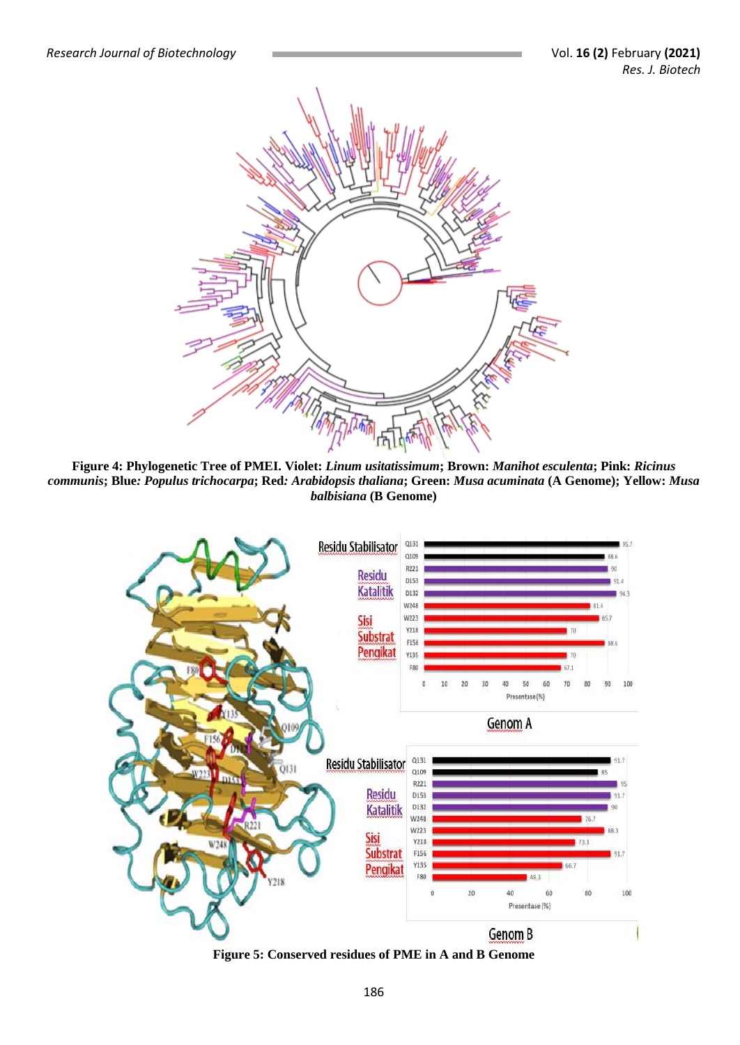**Figure 4: Phylogenetic Tree of PMEI. Violet:** ***Linum usitatissimum*****; Brown:** ***Manihot esculenta*****; Pink:** ***Ricinus communis*****; Blue:** ***Populus trichocarpa*****; Red:** ***Arabidopsis thaliana*****; Green:** ***Musa acuminata*** **(A Genome); Yellow:** ***Musa balbisiana*** **(B Genome)**

**Figure 5: Conserved residues of PME in A and B Genome**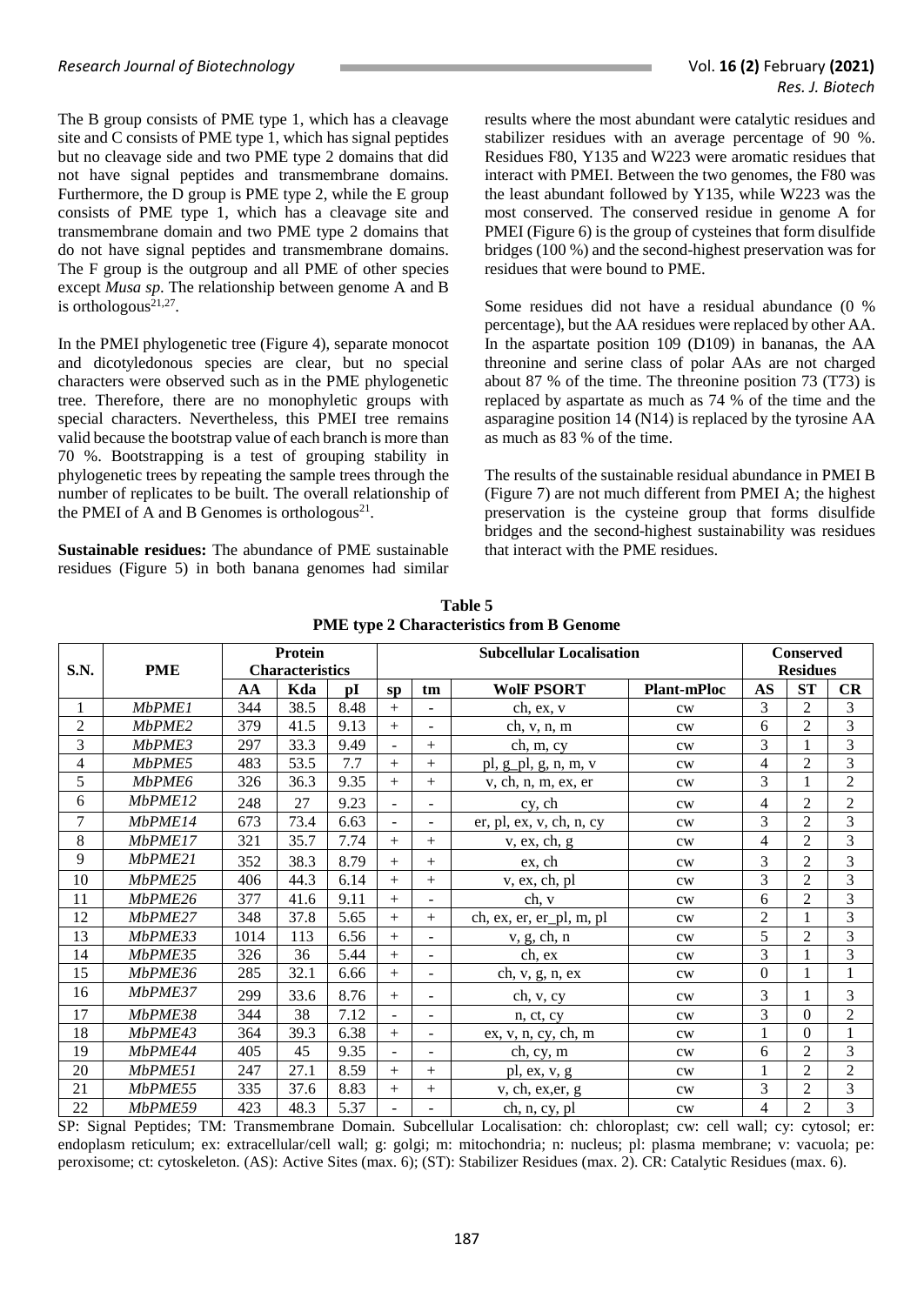The B group consists of PME type 1, which has a cleavage site and C consists of PME type 1, which has signal peptides but no cleavage side and two PME type 2 domains that did not have signal peptides and transmembrane domains. Furthermore, the D group is PME type 2, while the E group consists of PME type 1, which has a cleavage site and transmembrane domain and two PME type 2 domains that do not have signal peptides and transmembrane domains. The F group is the outgroup and all PME of other species except *Musa sp*. The relationship between genome A and B is orthologous[21,27].

In the PMEI phylogenetic tree (Figure 4), separate monocot and dicotyledonous species are clear, but no special characters were observed such as in the PME phylogenetic tree. Therefore, there are no monophyletic groups with special characters. Nevertheless, this PMEI tree remains valid because the bootstrap value of each branch is more than 70 %. Bootstrapping is a test of grouping stability in phylogenetic trees by repeating the sample trees through the number of replicates to be built. The overall relationship of the PMEI of A and B Genomes is orthologous[21].

**Sustainable residues:** The abundance of PME sustainable residues (Figure 5) in both banana genomes had similar results where the most abundant were catalytic residues and stabilizer residues with an average percentage of 90 %. Residues F80, Y135 and W223 were aromatic residues that interact with PMEI. Between the two genomes, the F80 was the least abundant followed by Y135, while W223 was the most conserved. The conserved residue in genome A for PMEI (Figure 6) is the group of cysteines that form disulfide bridges (100 %) and the second-highest preservation was for residues that were bound to PME.

Some residues did not have a residual abundance (0 % percentage), but the AA residues were replaced by other AA. In the aspartate position 109 (D109) in bananas, the AA threonine and serine class of polar AAs are not charged about 87 % of the time. The threonine position 73 (T73) is replaced by aspartate as much as 74 % of the time and the asparagine position 14 (N14) is replaced by the tyrosine AA as much as 83 % of the time.

The results of the sustainable residual abundance in PMEI B (Figure 7) are not much different from PMEI A; the highest preservation is the cysteine group that forms disulfide bridges and the second-highest sustainability was residues that interact with the PME residues.

**Table 5**
**PME type 2 Characteristics from B Genome**

| S.N. | PME | Protein Characteristics | | | Subcellular Localisation | | | | Conserved Residues | | |
|---|---|---|---|---|---|---|---|---|---|---|---|
| | | AA | Kda | pI | sp | tm | WolF PSORT | Plant-mPloc | AS | ST | CR |
| 1 | *MbPME1* | 344 | 38.5 | 8.48 | + | - | ch, ex, v | cw | 3 | 2 | 3 |
| 2 | *MbPME2* | 379 | 41.5 | 9.13 | + | - | ch, v, n, m | cw | 6 | 2 | 3 |
| 3 | *MbPME3* | 297 | 33.3 | 9.49 | - | + | ch, m, cy | cw | 3 | 1 | 3 |
| 4 | *MbPME5* | 483 | 53.5 | 7.7 | + | + | pl, g_pl, g, n, m, v | cw | 4 | 2 | 3 |
| 5 | *MbPME6* | 326 | 36.3 | 9.35 | + | + | v, ch, n, m, ex, er | cw | 3 | 1 | 2 |
| 6 | *MbPME12* | 248 | 27 | 9.23 | - | - | cy, ch | cw | 4 | 2 | 2 |
| 7 | *MbPME14* | 673 | 73.4 | 6.63 | - | - | er, pl, ex, v, ch, n, cy | cw | 3 | 2 | 3 |
| 8 | *MbPME17* | 321 | 35.7 | 7.74 | + | + | v, ex, ch, g | cw | 4 | 2 | 3 |
| 9 | *MbPME21* | 352 | 38.3 | 8.79 | + | + | ex, ch | cw | 3 | 2 | 3 |
| 10 | *MbPME25* | 406 | 44.3 | 6.14 | + | + | v, ex, ch, pl | cw | 3 | 2 | 3 |
| 11 | *MbPME26* | 377 | 41.6 | 9.11 | + | - | ch, v | cw | 6 | 2 | 3 |
| 12 | *MbPME27* | 348 | 37.8 | 5.65 | + | + | ch, ex, er, er_pl, m, pl | cw | 2 | 1 | 3 |
| 13 | *MbPME33* | 1014 | 113 | 6.56 | + | - | v, g, ch, n | cw | 5 | 2 | 3 |
| 14 | *MbPME35* | 326 | 36 | 5.44 | + | - | ch, ex | cw | 3 | 1 | 3 |
| 15 | *MbPME36* | 285 | 32.1 | 6.66 | + | - | ch, v, g, n, ex | cw | 0 | 1 | 1 |
| 16 | *MbPME37* | 299 | 33.6 | 8.76 | + | - | ch, v, cy | cw | 3 | 1 | 3 |
| 17 | *MbPME38* | 344 | 38 | 7.12 | - | - | n, ct, cy | cw | 3 | 0 | 2 |
| 18 | *MbPME43* | 364 | 39.3 | 6.38 | + | - | ex, v, n, cy, ch, m | cw | 1 | 0 | 1 |
| 19 | *MbPME44* | 405 | 45 | 9.35 | - | - | ch, cy, m | cw | 6 | 2 | 3 |
| 20 | *MbPME51* | 247 | 27.1 | 8.59 | + | + | pl, ex, v, g | cw | 1 | 2 | 2 |
| 21 | *MbPME55* | 335 | 37.6 | 8.83 | + | + | v, ch, ex,er, g | cw | 3 | 2 | 3 |
| 22 | *MbPME59* | 423 | 48.3 | 5.37 | - | - | ch, n, cy, pl | cw | 4 | 2 | 3 |

SP: Signal Peptides; TM: Transmembrane Domain. Subcellular Localisation: ch: chloroplast; cw: cell wall; cy: cytosol; er: endoplasm reticulum; ex: extracellular/cell wall; g: golgi; m: mitochondria; n: nucleus; pl: plasma membrane; v: vacuola; pe: peroxisome; ct: cytoskeleton. (AS): Active Sites (max. 6); (ST): Stabilizer Residues (max. 2). CR: Catalytic Residues (max. 6).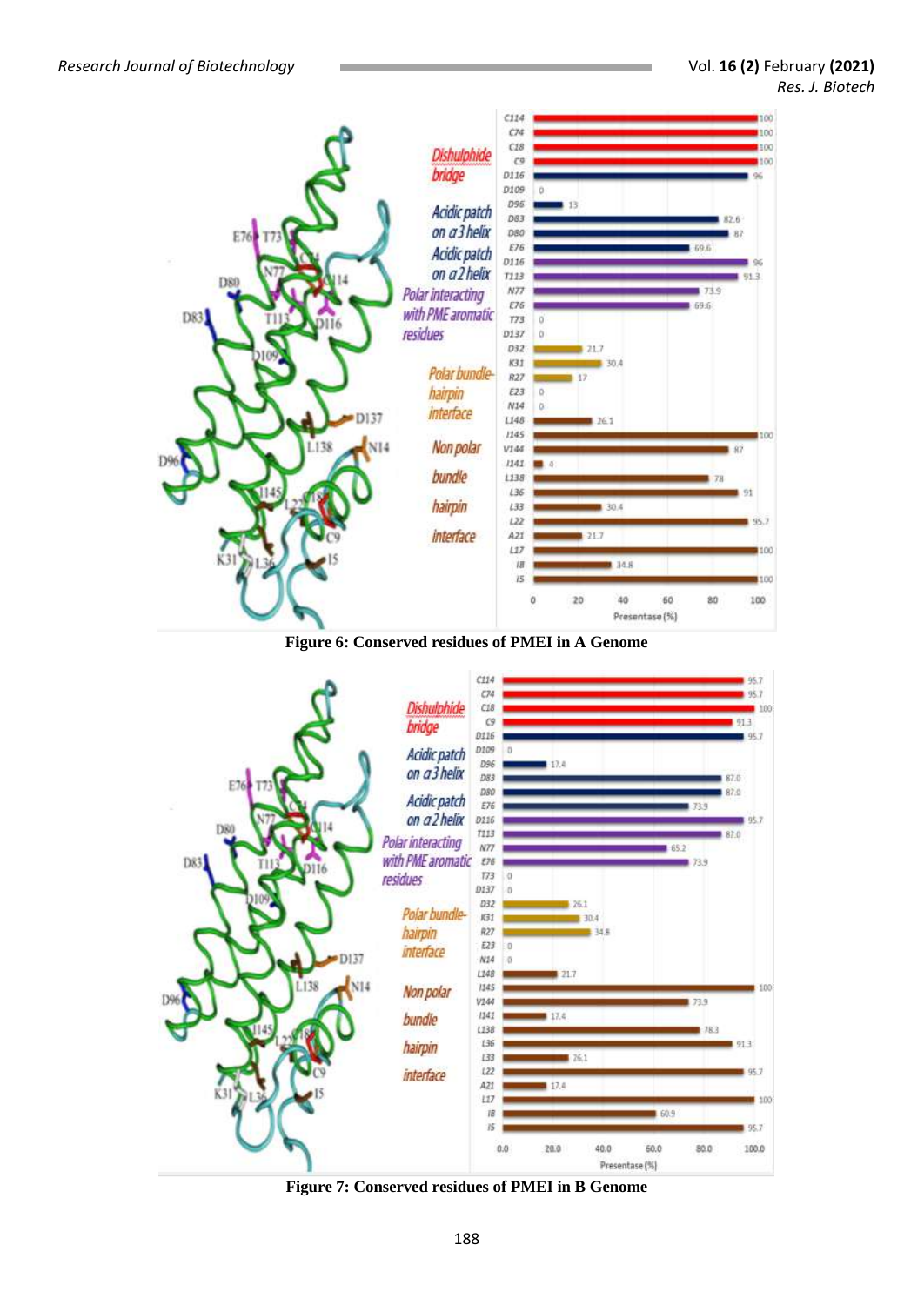**Figure 6: Conserved residues of PMEI in A Genome**

**Figure 7: Conserved residues of PMEI in B Genome**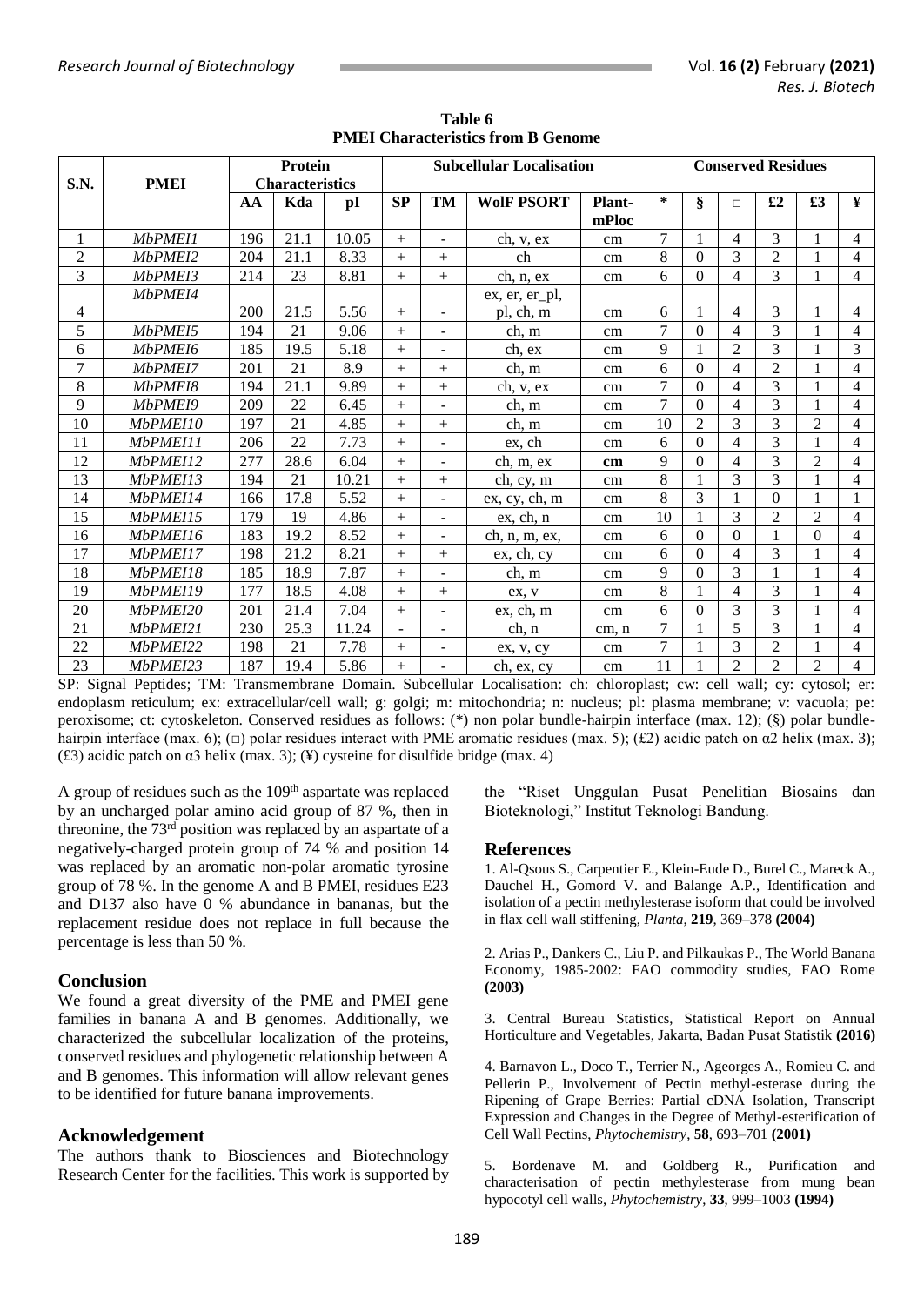**Table 6**
**PMEI Characteristics from B Genome**

| S.N. | PMEI | Protein Characteristics | | | Subcellular Localisation | | | | Conserved Residues | | | | | |
|---|---|---|---|---|---|---|---|---|---|---|---|---|---|---|
| | | AA | Kda | pI | SP | TM | WolF PSORT | Plant-mPloc | * | § | □ | £2 | £3 | ¥ |
| 1 | *MbPMEI1* | 196 | 21.1 | 10.05 | + | - | ch, v, ex | cm | 7 | 1 | 4 | 3 | 1 | 4 |
| 2 | *MbPMEI2* | 204 | 21.1 | 8.33 | + | + | ch | cm | 8 | 0 | 3 | 2 | 1 | 4 |
| 3 | *MbPMEI3* | 214 | 23 | 8.81 | + | + | ch, n, ex | cm | 6 | 0 | 4 | 3 | 1 | 4 |
| 4 | *MbPMEI4* | 200 | 21.5 | 5.56 | + | - | ex, er, er_pl, pl, ch, m | cm | 6 | 1 | 4 | 3 | 1 | 4 |
| 5 | *MbPMEI5* | 194 | 21 | 9.06 | + | - | ch, m | cm | 7 | 0 | 4 | 3 | 1 | 4 |
| 6 | *MbPMEI6* | 185 | 19.5 | 5.18 | + | - | ch, ex | cm | 9 | 1 | 2 | 3 | 1 | 3 |
| 7 | *MbPMEI7* | 201 | 21 | 8.9 | + | + | ch, m | cm | 6 | 0 | 4 | 2 | 1 | 4 |
| 8 | *MbPMEI8* | 194 | 21.1 | 9.89 | + | + | ch, v, ex | cm | 7 | 0 | 4 | 3 | 1 | 4 |
| 9 | *MbPMEI9* | 209 | 22 | 6.45 | + | - | ch, m | cm | 7 | 0 | 4 | 3 | 1 | 4 |
| 10 | *MbPMEI10* | 197 | 21 | 4.85 | + | + | ch, m | cm | 10 | 2 | 3 | 3 | 2 | 4 |
| 11 | *MbPMEI11* | 206 | 22 | 7.73 | + | - | ex, ch | cm | 6 | 0 | 4 | 3 | 1 | 4 |
| 12 | *MbPMEI12* | 277 | 28.6 | 6.04 | + | - | ch, m, ex | **cm** | 9 | 0 | 4 | 3 | 2 | 4 |
| 13 | *MbPMEI13* | 194 | 21 | 10.21 | + | + | ch, cy, m | cm | 8 | 1 | 3 | 3 | 1 | 4 |
| 14 | *MbPMEI14* | 166 | 17.8 | 5.52 | + | - | ex, cy, ch, m | cm | 8 | 3 | 1 | 0 | 1 | 1 |
| 15 | *MbPMEI15* | 179 | 19 | 4.86 | + | - | ex, ch, n | cm | 10 | 1 | 3 | 2 | 2 | 4 |
| 16 | *MbPMEI16* | 183 | 19.2 | 8.52 | + | - | ch, n, m, ex, | cm | 6 | 0 | 0 | 1 | 0 | 4 |
| 17 | *MbPMEI17* | 198 | 21.2 | 8.21 | + | + | ex, ch, cy | cm | 6 | 0 | 4 | 3 | 1 | 4 |
| 18 | *MbPMEI18* | 185 | 18.9 | 7.87 | + | - | ch, m | cm | 9 | 0 | 3 | 1 | 1 | 4 |
| 19 | *MbPMEI19* | 177 | 18.5 | 4.08 | + | + | ex, v | cm | 8 | 1 | 4 | 3 | 1 | 4 |
| 20 | *MbPMEI20* | 201 | 21.4 | 7.04 | + | - | ex, ch, m | cm | 6 | 0 | 3 | 3 | 1 | 4 |
| 21 | *MbPMEI21* | 230 | 25.3 | 11.24 | - | - | ch, n | cm, n | 7 | 1 | 5 | 3 | 1 | 4 |
| 22 | *MbPMEI22* | 198 | 21 | 7.78 | + | - | ex, v, cy | cm | 7 | 1 | 3 | 2 | 1 | 4 |
| 23 | *MbPMEI23* | 187 | 19.4 | 5.86 | + | - | ch, ex, cy | cm | 11 | 1 | 2 | 2 | 2 | 4 |

SP: Signal Peptides; TM: Transmembrane Domain. Subcellular Localisation: ch: chloroplast; cw: cell wall; cy: cytosol; er: endoplasm reticulum; ex: extracellular/cell wall; g: golgi; m: mitochondria; n: nucleus; pl: plasma membrane; v: vacuola; pe: peroxisome; ct: cytoskeleton. Conserved residues as follows: (*) non polar bundle-hairpin interface (max. 12); (§) polar bundle-hairpin interface (max. 6); (□) polar residues interact with PME aromatic residues (max. 5); (£2) acidic patch on α2 helix (max. 3); (£3) acidic patch on α3 helix (max. 3); (¥) cysteine for disulfide bridge (max. 4)

A group of residues such as the 109th aspartate was replaced by an uncharged polar amino acid group of 87 %, then in threonine, the 73rd position was replaced by an aspartate of a negatively-charged protein group of 74 % and position 14 was replaced by an aromatic non-polar aromatic tyrosine group of 78 %. In the genome A and B PMEI, residues E23 and D137 also have 0 % abundance in bananas, but the replacement residue does not replace in full because the percentage is less than 50 %.

## Conclusion

We found a great diversity of the PME and PMEI gene families in banana A and B genomes. Additionally, we characterized the subcellular localization of the proteins, conserved residues and phylogenetic relationship between A and B genomes. This information will allow relevant genes to be identified for future banana improvements.

## Acknowledgement

The authors thank to Biosciences and Biotechnology Research Center for the facilities. This work is supported by the "Riset Unggulan Pusat Penelitian Biosains dan Bioteknologi," Institut Teknologi Bandung.

## References

1. Al-Qsous S., Carpentier E., Klein-Eude D., Burel C., Mareck A., Dauchel H., Gomord V. and Balange A.P., Identification and isolation of a pectin methylesterase isoform that could be involved in flax cell wall stiffening, *Planta*, **219**, 369–378 **(2004)**

2. Arias P., Dankers C., Liu P. and Pilkaukas P., The World Banana Economy, 1985-2002: FAO commodity studies, FAO Rome **(2003)**

3. Central Bureau Statistics, Statistical Report on Annual Horticulture and Vegetables, Jakarta, Badan Pusat Statistik **(2016)**

4. Barnavon L., Doco T., Terrier N., Ageorges A., Romieu C. and Pellerin P., Involvement of Pectin methyl-esterase during the Ripening of Grape Berries: Partial cDNA Isolation, Transcript Expression and Changes in the Degree of Methyl-esterification of Cell Wall Pectins, *Phytochemistry*, **58**, 693–701 **(2001)**

5. Bordenave M. and Goldberg R., Purification and characterisation of pectin methylesterase from mung bean hypocotyl cell walls, *Phytochemistry*, **33**, 999–1003 **(1994)**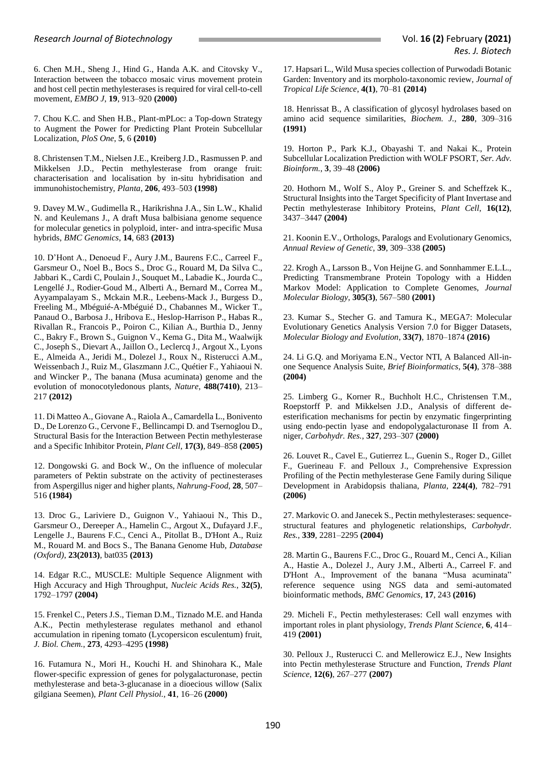6. Chen M.H., Sheng J., Hind G., Handa A.K. and Citovsky V., Interaction between the tobacco mosaic virus movement protein and host cell pectin methylesterases is required for viral cell-to-cell movement, *EMBO J*, **19**, 913–920 **(2000)**

7. Chou K.C. and Shen H.B., Plant-mPLoc: a Top-down Strategy to Augment the Power for Predicting Plant Protein Subcellular Localization, *PloS One*, **5**, 6 **(2010)**

8. Christensen T.M., Nielsen J.E., Kreiberg J.D., Rasmussen P. and Mikkelsen J.D., Pectin methylesterase from orange fruit: characterisation and localisation by in-situ hybridisation and immunohistochemistry, *Planta*, **206**, 493–503 **(1998)**

9. Davey M.W., Gudimella R., Harikrishna J.A., Sin L.W., Khalid N. and Keulemans J., A draft Musa balbisiana genome sequence for molecular genetics in polyploid, inter- and intra-specific Musa hybrids, *BMC Genomics*, **14**, 683 **(2013)**

10. D'Hont A., Denoeud F., Aury J.M., Baurens F.C., Carreel F., Garsmeur O., Noel B., Bocs S., Droc G., Rouard M, Da Silva C., Jabbari K., Cardi C, Poulain J., Souquet M., Labadie K., Jourda C., Lengellé J., Rodier-Goud M., Alberti A., Bernard M., Correa M., Ayyampalayam S., Mckain M.R., Leebens-Mack J., Burgess D., Freeling M., Mbéguié-A-Mbéguié D., Chabannes M., Wicker T., Panaud O., Barbosa J., Hribova E., Heslop-Harrison P., Habas R., Rivallan R., Francois P., Poiron C., Kilian A., Burthia D., Jenny C., Bakry F., Brown S., Guignon V., Kema G., Dita M., Waalwijk C., Joseph S., Dievart A., Jaillon O., Leclercq J., Argout X., Lyons E., Almeida A., Jeridi M., Dolezel J., Roux N., Risterucci A.M., Weissenbach J., Ruiz M., Glaszmann J.C., Quétier F., Yahiaoui N. and Wincker P., The banana (Musa acuminata) genome and the evolution of monocotyledonous plants, *Nature*, **488(7410)**, 213–217 **(2012)**

11. Di Matteo A., Giovane A., Raiola A., Camardella L., Bonivento D., De Lorenzo G., Cervone F., Bellincampi D. and Tsernoglou D., Structural Basis for the Interaction Between Pectin methylesterase and a Specific Inhibitor Protein, *Plant Cell*, **17(3)**, 849–858 **(2005)**

12. Dongowski G. and Bock W., On the influence of molecular parameters of Pektin substrate on the activity of pectinesterases from Aspergillus niger and higher plants, *Nahrung-Food*, **28**, 507–516 **(1984)**

13. Droc G., Lariviere D., Guignon V., Yahiaoui N., This D., Garsmeur O., Dereeper A., Hamelin C., Argout X., Dufayard J.F., Lengelle J., Baurens F.C., Cenci A., Pitollat B., D'Hont A., Ruiz M., Rouard M. and Bocs S., The Banana Genome Hub, *Database (Oxford)*, **23(2013)**, bat035 **(2013)**

14. Edgar R.C., MUSCLE: Multiple Sequence Alignment with High Accuracy and High Throughput, *Nucleic Acids Res.*, **32(5)**, 1792–1797 **(2004)**

15. Frenkel C., Peters J.S., Tieman D.M., Tiznado M.E. and Handa A.K., Pectin methylesterase regulates methanol and ethanol accumulation in ripening tomato (Lycopersicon esculentum) fruit, *J. Biol. Chem.*, **273**, 4293–4295 **(1998)**

16. Futamura N., Mori H., Kouchi H. and Shinohara K., Male flower-specific expression of genes for polygalacturonase, pectin methylesterase and beta-3-glucanase in a dioecious willow (Salix gilgiana Seemen), *Plant Cell Physiol.*, **41**, 16–26 **(2000)**

17. Hapsari L., Wild Musa species collection of Purwodadi Botanic Garden: Inventory and its morpholo-taxonomic review, *Journal of Tropical Life Science*, **4(1)**, 70–81 **(2014)**

18. Henrissat B., A classification of glycosyl hydrolases based on amino acid sequence similarities, *Biochem. J.*, **280**, 309–316 **(1991)**

19. Horton P., Park K.J., Obayashi T. and Nakai K., Protein Subcellular Localization Prediction with WOLF PSORT, *Ser. Adv. Bioinform.*, **3**, 39–48 **(2006)**

20. Hothorn M., Wolf S., Aloy P., Greiner S. and Scheffzek K., Structural Insights into the Target Specificity of Plant Invertase and Pectin methylesterase Inhibitory Proteins, *Plant Cell*, **16(12)**, 3437–3447 **(2004)**

21. Koonin E.V., Orthologs, Paralogs and Evolutionary Genomics, *Annual Review of Genetic*, **39**, 309–338 **(2005)**

22. Krogh A., Larsson B., Von Heijne G. and Sonnhammer E.L.L., Predicting Transmembrane Protein Topology with a Hidden Markov Model: Application to Complete Genomes, *Journal Molecular Biology*, **305(3)**, 567–580 **(2001)**

23. Kumar S., Stecher G. and Tamura K., MEGA7: Molecular Evolutionary Genetics Analysis Version 7.0 for Bigger Datasets, *Molecular Biology and Evolution*, **33(7)**, 1870–1874 **(2016)**

24. Li G.Q. and Moriyama E.N., Vector NTI, A Balanced All-in-one Sequence Analysis Suite, *Brief Bioinformatics*, **5(4)**, 378–388 **(2004)**

25. Limberg G., Korner R., Buchholt H.C., Christensen T.M., Roepstorff P. and Mikkelsen J.D., Analysis of different de-esterification mechanisms for pectin by enzymatic fingerprinting using endo-pectin lyase and endopolygalacturonase II from A. niger, *Carbohydr. Res.*, **327**, 293–307 **(2000)**

26. Louvet R., Cavel E., Gutierrez L., Guenin S., Roger D., Gillet F., Guerineau F. and Pelloux J., Comprehensive Expression Profiling of the Pectin methylesterase Gene Family during Silique Development in Arabidopsis thaliana, *Planta*, **224(4)**, 782–791 **(2006)**

27. Markovic O. and Janecek S., Pectin methylesterases: sequence-structural features and phylogenetic relationships, *Carbohydr. Res.*, **339**, 2281–2295 **(2004)**

28. Martin G., Baurens F.C., Droc G., Rouard M., Cenci A., Kilian A., Hastie A., Dolezel J., Aury J.M., Alberti A., Carreel F. and D'Hont A., Improvement of the banana "Musa acuminata" reference sequence using NGS data and semi-automated bioinformatic methods, *BMC Genomics*, **17**, 243 **(2016)**

29. Micheli F., Pectin methylesterases: Cell wall enzymes with important roles in plant physiology, *Trends Plant Science*, **6**, 414–419 **(2001)**

30. Pelloux J., Rusterucci C. and Mellerowicz E.J., New Insights into Pectin methylesterase Structure and Function, *Trends Plant Science*, **12(6)**, 267–277 **(2007)**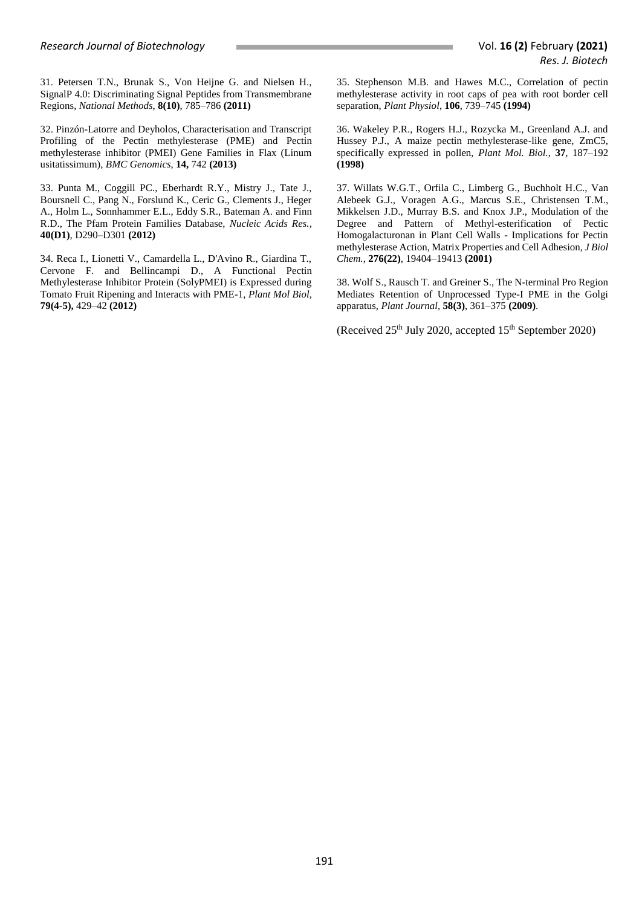31. Petersen T.N., Brunak S., Von Heijne G. and Nielsen H., SignalP 4.0: Discriminating Signal Peptides from Transmembrane Regions, *National Methods*, **8(10)**, 785–786 **(2011)**

32. Pinzón-Latorre and Deyholos, Characterisation and Transcript Profiling of the Pectin methylesterase (PME) and Pectin methylesterase inhibitor (PMEI) Gene Families in Flax (Linum usitatissimum), *BMC Genomics*, **14,** 742 **(2013)**

33. Punta M., Coggill PC., Eberhardt R.Y., Mistry J., Tate J., Boursnell C., Pang N., Forslund K., Ceric G., Clements J., Heger A., Holm L., Sonnhammer E.L., Eddy S.R., Bateman A. and Finn R.D., The Pfam Protein Families Database, *Nucleic Acids Res.*, **40(D1)**, D290–D301 **(2012)**

34. Reca I., Lionetti V., Camardella L., D'Avino R., Giardina T., Cervone F. and Bellincampi D., A Functional Pectin Methylesterase Inhibitor Protein (SolyPMEI) is Expressed during Tomato Fruit Ripening and Interacts with PME-1, *Plant Mol Biol*, **79(4-5),** 429–42 **(2012)**

35. Stephenson M.B. and Hawes M.C., Correlation of pectin methylesterase activity in root caps of pea with root border cell separation, *Plant Physiol*, **106**, 739–745 **(1994)**

36. Wakeley P.R., Rogers H.J., Rozycka M., Greenland A.J. and Hussey P.J., A maize pectin methylesterase-like gene, ZmC5, specifically expressed in pollen, *Plant Mol. Biol.*, **37**, 187–192 **(1998)**

37. Willats W.G.T., Orfila C., Limberg G., Buchholt H.C., Van Alebeek G.J., Voragen A.G., Marcus S.E., Christensen T.M., Mikkelsen J.D., Murray B.S. and Knox J.P., Modulation of the Degree and Pattern of Methyl-esterification of Pectic Homogalacturonan in Plant Cell Walls - Implications for Pectin methylesterase Action, Matrix Properties and Cell Adhesion, *J Biol Chem.*, **276(22)**, 19404–19413 **(2001)**

38. Wolf S., Rausch T. and Greiner S., The N-terminal Pro Region Mediates Retention of Unprocessed Type-I PME in the Golgi apparatus, *Plant Journal*, **58(3)**, 361–375 **(2009)**.

(Received 25th July 2020, accepted 15th September 2020)